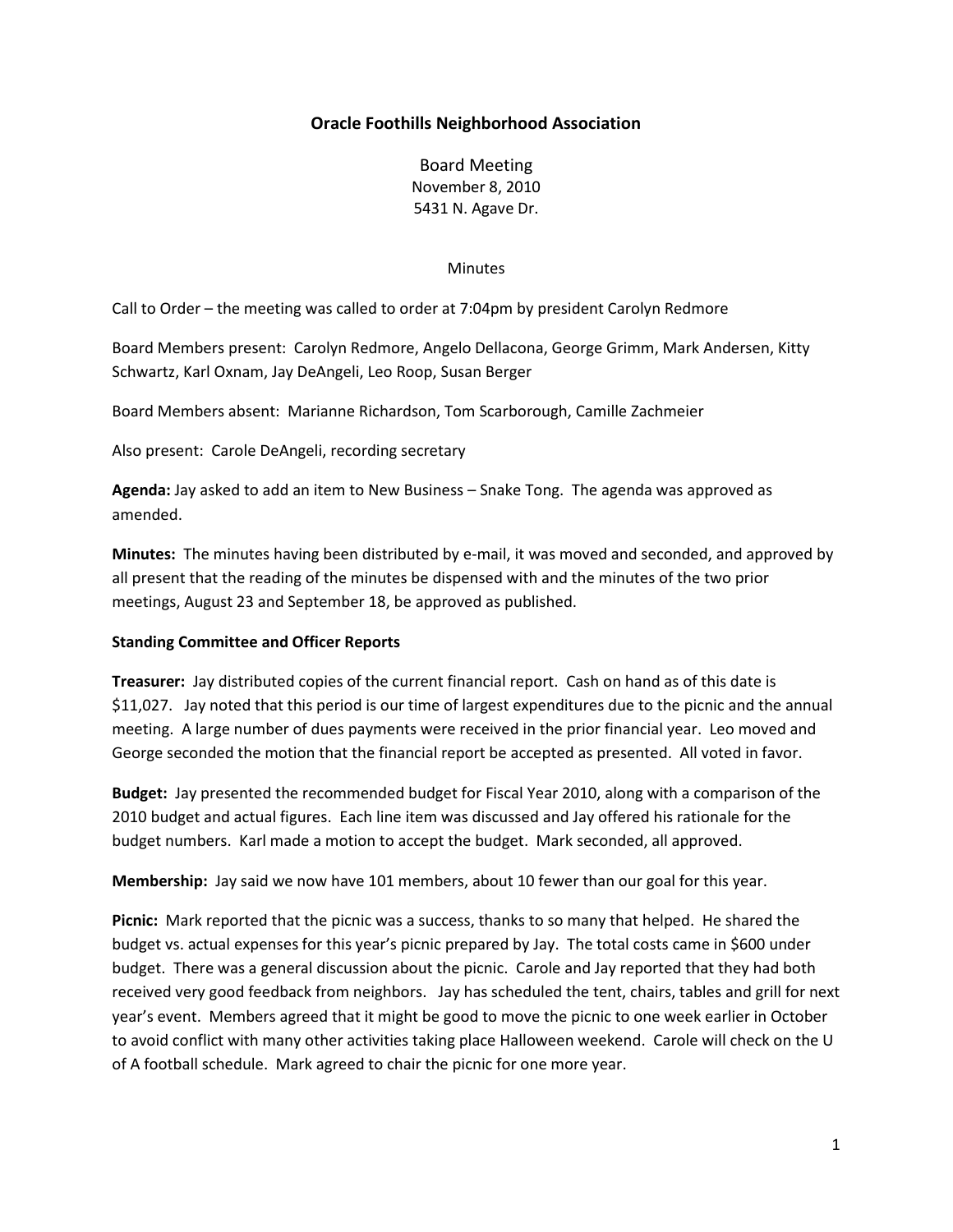# Oracle Foothills Neighborhood Association

Board Meeting
November 8, 2010
5431 N. Agave Dr.

Minutes

Call to Order – the meeting was called to order at 7:04pm by president Carolyn Redmore

Board Members present: Carolyn Redmore, Angelo Dellacona, George Grimm, Mark Andersen, Kitty Schwartz, Karl Oxnam, Jay DeAngeli, Leo Roop, Susan Berger

Board Members absent: Marianne Richardson, Tom Scarborough, Camille Zachmeier

Also present: Carole DeAngeli, recording secretary

**Agenda:** Jay asked to add an item to New Business – Snake Tong. The agenda was approved as amended.

**Minutes:** The minutes having been distributed by e-mail, it was moved and seconded, and approved by all present that the reading of the minutes be dispensed with and the minutes of the two prior meetings, August 23 and September 18, be approved as published.

**Standing Committee and Officer Reports**

**Treasurer:** Jay distributed copies of the current financial report. Cash on hand as of this date is $11,027. Jay noted that this period is our time of largest expenditures due to the picnic and the annual meeting. A large number of dues payments were received in the prior financial year. Leo moved and George seconded the motion that the financial report be accepted as presented. All voted in favor.

**Budget:** Jay presented the recommended budget for Fiscal Year 2010, along with a comparison of the 2010 budget and actual figures. Each line item was discussed and Jay offered his rationale for the budget numbers. Karl made a motion to accept the budget. Mark seconded, all approved.

**Membership:** Jay said we now have 101 members, about 10 fewer than our goal for this year.

**Picnic:** Mark reported that the picnic was a success, thanks to so many that helped. He shared the budget vs. actual expenses for this year's picnic prepared by Jay. The total costs came in $600 under budget. There was a general discussion about the picnic. Carole and Jay reported that they had both received very good feedback from neighbors. Jay has scheduled the tent, chairs, tables and grill for next year's event. Members agreed that it might be good to move the picnic to one week earlier in October to avoid conflict with many other activities taking place Halloween weekend. Carole will check on the U of A football schedule. Mark agreed to chair the picnic for one more year.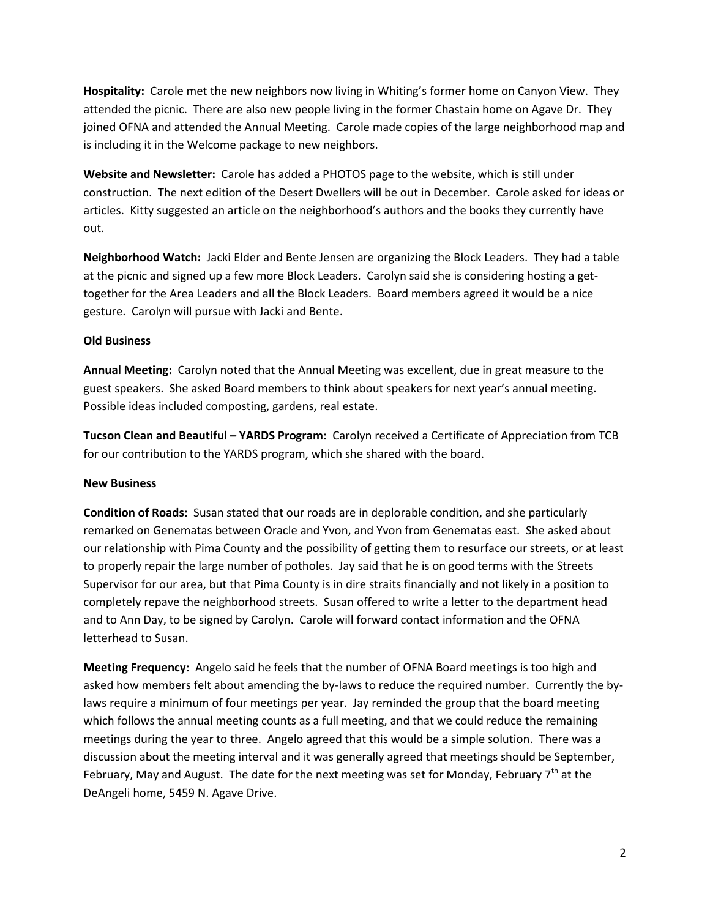**Hospitality:** Carole met the new neighbors now living in Whiting's former home on Canyon View. They attended the picnic. There are also new people living in the former Chastain home on Agave Dr. They joined OFNA and attended the Annual Meeting. Carole made copies of the large neighborhood map and is including it in the Welcome package to new neighbors.

**Website and Newsletter:** Carole has added a PHOTOS page to the website, which is still under construction. The next edition of the Desert Dwellers will be out in December. Carole asked for ideas or articles. Kitty suggested an article on the neighborhood's authors and the books they currently have out.

**Neighborhood Watch:** Jacki Elder and Bente Jensen are organizing the Block Leaders. They had a table at the picnic and signed up a few more Block Leaders. Carolyn said she is considering hosting a get-together for the Area Leaders and all the Block Leaders. Board members agreed it would be a nice gesture. Carolyn will pursue with Jacki and Bente.

**Old Business**

**Annual Meeting:** Carolyn noted that the Annual Meeting was excellent, due in great measure to the guest speakers. She asked Board members to think about speakers for next year's annual meeting. Possible ideas included composting, gardens, real estate.

**Tucson Clean and Beautiful – YARDS Program:** Carolyn received a Certificate of Appreciation from TCB for our contribution to the YARDS program, which she shared with the board.

**New Business**

**Condition of Roads:** Susan stated that our roads are in deplorable condition, and she particularly remarked on Genematas between Oracle and Yvon, and Yvon from Genematas east. She asked about our relationship with Pima County and the possibility of getting them to resurface our streets, or at least to properly repair the large number of potholes. Jay said that he is on good terms with the Streets Supervisor for our area, but that Pima County is in dire straits financially and not likely in a position to completely repave the neighborhood streets. Susan offered to write a letter to the department head and to Ann Day, to be signed by Carolyn. Carole will forward contact information and the OFNA letterhead to Susan.

**Meeting Frequency:** Angelo said he feels that the number of OFNA Board meetings is too high and asked how members felt about amending the by-laws to reduce the required number. Currently the by-laws require a minimum of four meetings per year. Jay reminded the group that the board meeting which follows the annual meeting counts as a full meeting, and that we could reduce the remaining meetings during the year to three. Angelo agreed that this would be a simple solution. There was a discussion about the meeting interval and it was generally agreed that meetings should be September, February, May and August. The date for the next meeting was set for Monday, February 7th at the DeAngeli home, 5459 N. Agave Drive.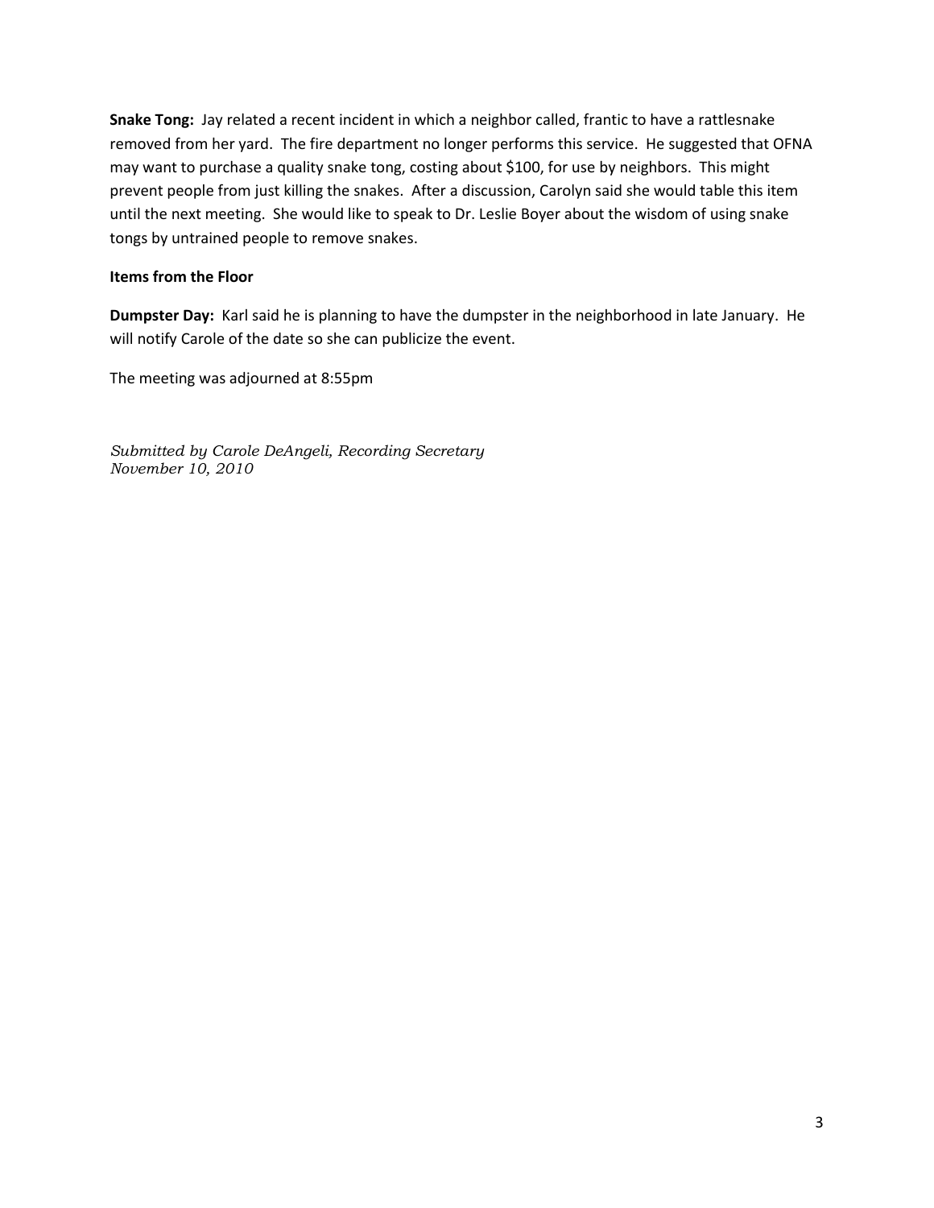**Snake Tong:** Jay related a recent incident in which a neighbor called, frantic to have a rattlesnake removed from her yard. The fire department no longer performs this service. He suggested that OFNA may want to purchase a quality snake tong, costing about $100, for use by neighbors. This might prevent people from just killing the snakes. After a discussion, Carolyn said she would table this item until the next meeting. She would like to speak to Dr. Leslie Boyer about the wisdom of using snake tongs by untrained people to remove snakes.

**Items from the Floor**

**Dumpster Day:** Karl said he is planning to have the dumpster in the neighborhood in late January. He will notify Carole of the date so she can publicize the event.

The meeting was adjourned at 8:55pm

*Submitted by Carole DeAngeli, Recording Secretary*
*November 10, 2010*